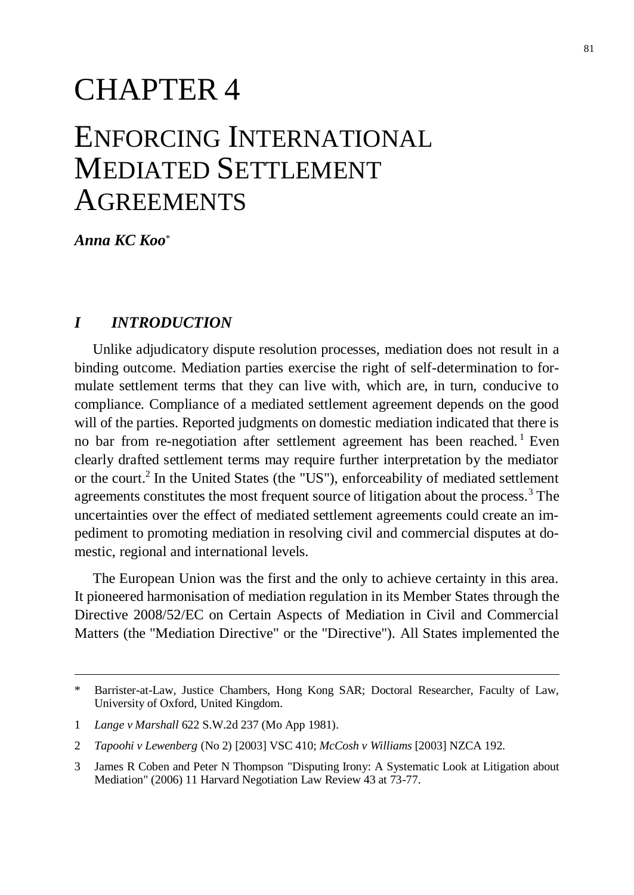# CHAPTER 4

# ENFORCING INTERNATIONAL MEDIATED SETTLEMENT AGREEMENTS

***Anna KC Koo****

## *I INTRODUCTION*

Unlike adjudicatory dispute resolution processes, mediation does not result in a binding outcome. Mediation parties exercise the right of self-determination to formulate settlement terms that they can live with, which are, in turn, conducive to compliance. Compliance of a mediated settlement agreement depends on the good will of the parties. Reported judgments on domestic mediation indicated that there is no bar from re-negotiation after settlement agreement has been reached.[1] Even clearly drafted settlement terms may require further interpretation by the mediator or the court.[2] In the United States (the "US"), enforceability of mediated settlement agreements constitutes the most frequent source of litigation about the process.[3] The uncertainties over the effect of mediated settlement agreements could create an impediment to promoting mediation in resolving civil and commercial disputes at domestic, regional and international levels.

The European Union was the first and the only to achieve certainty in this area. It pioneered harmonisation of mediation regulation in its Member States through the Directive 2008/52/EC on Certain Aspects of Mediation in Civil and Commercial Matters (the "Mediation Directive" or the "Directive"). All States implemented the

---

\* Barrister-at-Law, Justice Chambers, Hong Kong SAR; Doctoral Researcher, Faculty of Law, University of Oxford, United Kingdom.

1 *Lange v Marshall* 622 S.W.2d 237 (Mo App 1981).

2 *Tapoohi v Lewenberg* (No 2) [2003] VSC 410; *McCosh v Williams* [2003] NZCA 192.

3 James R Coben and Peter N Thompson "Disputing Irony: A Systematic Look at Litigation about Mediation" (2006) 11 Harvard Negotiation Law Review 43 at 73-77.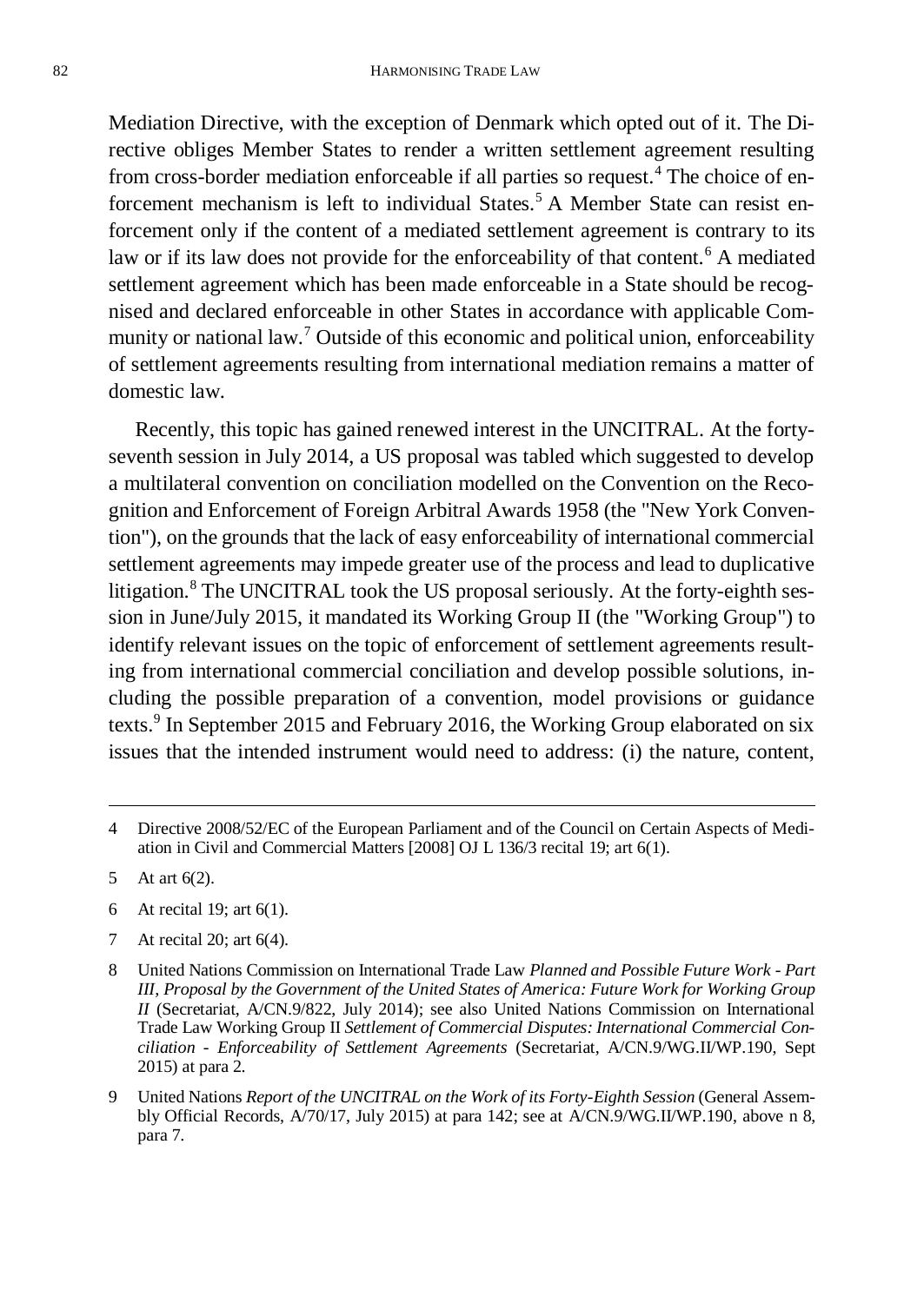Mediation Directive, with the exception of Denmark which opted out of it. The Directive obliges Member States to render a written settlement agreement resulting from cross-border mediation enforceable if all parties so request.[4] The choice of enforcement mechanism is left to individual States.[5] A Member State can resist enforcement only if the content of a mediated settlement agreement is contrary to its law or if its law does not provide for the enforceability of that content.[6] A mediated settlement agreement which has been made enforceable in a State should be recognised and declared enforceable in other States in accordance with applicable Community or national law.[7] Outside of this economic and political union, enforceability of settlement agreements resulting from international mediation remains a matter of domestic law.

Recently, this topic has gained renewed interest in the UNCITRAL. At the forty-seventh session in July 2014, a US proposal was tabled which suggested to develop a multilateral convention on conciliation modelled on the Convention on the Recognition and Enforcement of Foreign Arbitral Awards 1958 (the "New York Convention"), on the grounds that the lack of easy enforceability of international commercial settlement agreements may impede greater use of the process and lead to duplicative litigation.[8] The UNCITRAL took the US proposal seriously. At the forty-eighth session in June/July 2015, it mandated its Working Group II (the "Working Group") to identify relevant issues on the topic of enforcement of settlement agreements resulting from international commercial conciliation and develop possible solutions, including the possible preparation of a convention, model provisions or guidance texts.[9] In September 2015 and February 2016, the Working Group elaborated on six issues that the intended instrument would need to address: (i) the nature, content,

---

4 Directive 2008/52/EC of the European Parliament and of the Council on Certain Aspects of Mediation in Civil and Commercial Matters [2008] OJ L 136/3 recital 19; art 6(1).

5 At art 6(2).

6 At recital 19; art 6(1).

7 At recital 20; art 6(4).

8 United Nations Commission on International Trade Law *Planned and Possible Future Work - Part III, Proposal by the Government of the United States of America: Future Work for Working Group II* (Secretariat, A/CN.9/822, July 2014); see also United Nations Commission on International Trade Law Working Group II *Settlement of Commercial Disputes: International Commercial Conciliation - Enforceability of Settlement Agreements* (Secretariat, A/CN.9/WG.II/WP.190, Sept 2015) at para 2.

9 United Nations *Report of the UNCITRAL on the Work of its Forty-Eighth Session* (General Assembly Official Records, A/70/17, July 2015) at para 142; see at A/CN.9/WG.II/WP.190, above n 8, para 7.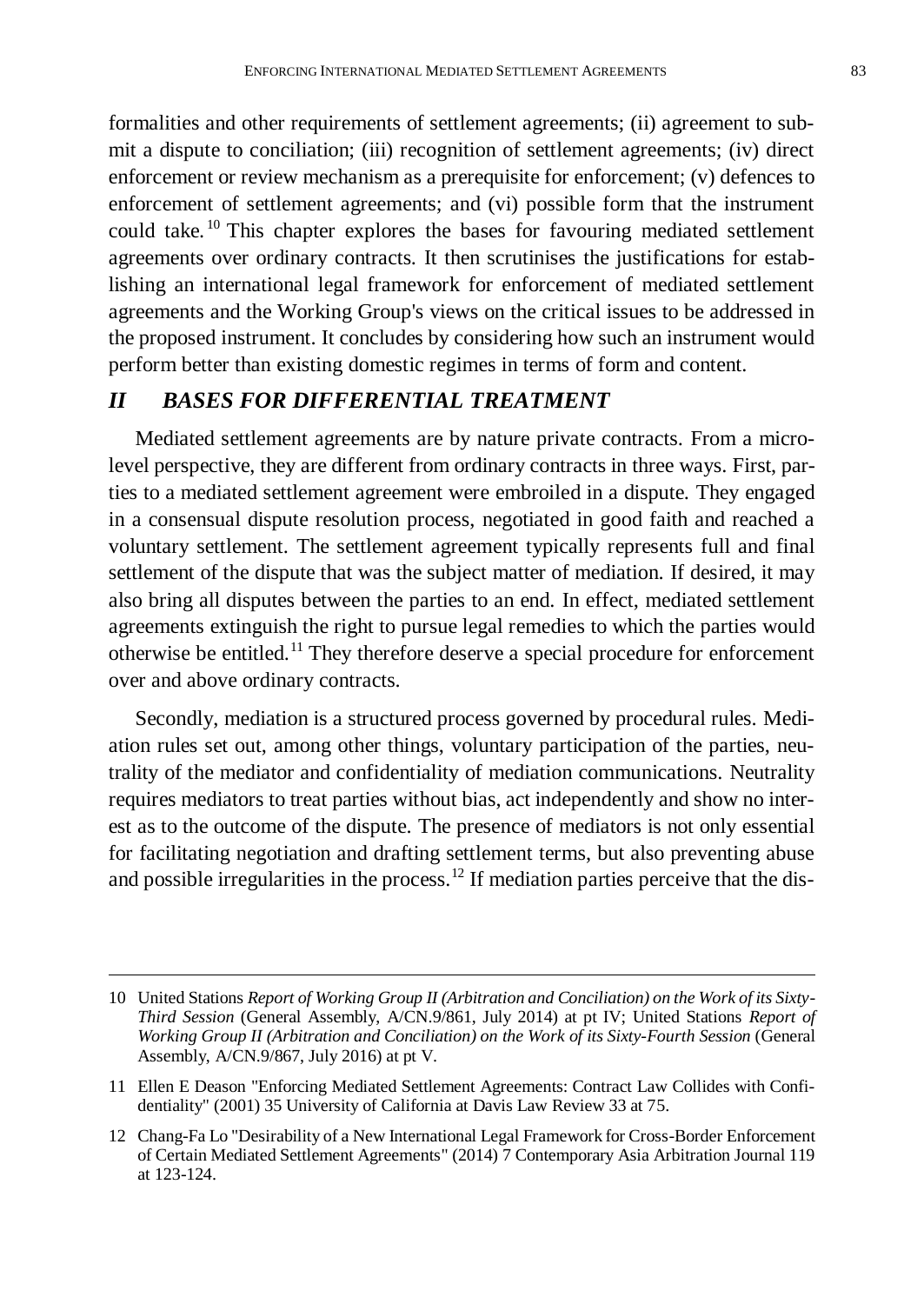formalities and other requirements of settlement agreements; (ii) agreement to submit a dispute to conciliation; (iii) recognition of settlement agreements; (iv) direct enforcement or review mechanism as a prerequisite for enforcement; (v) defences to enforcement of settlement agreements; and (vi) possible form that the instrument could take.[10] This chapter explores the bases for favouring mediated settlement agreements over ordinary contracts. It then scrutinises the justifications for establishing an international legal framework for enforcement of mediated settlement agreements and the Working Group's views on the critical issues to be addressed in the proposed instrument. It concludes by considering how such an instrument would perform better than existing domestic regimes in terms of form and content.

## *II BASES FOR DIFFERENTIAL TREATMENT*

Mediated settlement agreements are by nature private contracts. From a micro-level perspective, they are different from ordinary contracts in three ways. First, parties to a mediated settlement agreement were embroiled in a dispute. They engaged in a consensual dispute resolution process, negotiated in good faith and reached a voluntary settlement. The settlement agreement typically represents full and final settlement of the dispute that was the subject matter of mediation. If desired, it may also bring all disputes between the parties to an end. In effect, mediated settlement agreements extinguish the right to pursue legal remedies to which the parties would otherwise be entitled.[11] They therefore deserve a special procedure for enforcement over and above ordinary contracts.

Secondly, mediation is a structured process governed by procedural rules. Mediation rules set out, among other things, voluntary participation of the parties, neutrality of the mediator and confidentiality of mediation communications. Neutrality requires mediators to treat parties without bias, act independently and show no interest as to the outcome of the dispute. The presence of mediators is not only essential for facilitating negotiation and drafting settlement terms, but also preventing abuse and possible irregularities in the process.[12] If mediation parties perceive that the dis-

---

10 United Stations *Report of Working Group II (Arbitration and Conciliation) on the Work of its Sixty-Third Session* (General Assembly, A/CN.9/861, July 2014) at pt IV; United Stations *Report of Working Group II (Arbitration and Conciliation) on the Work of its Sixty-Fourth Session* (General Assembly, A/CN.9/867, July 2016) at pt V.

11 Ellen E Deason "Enforcing Mediated Settlement Agreements: Contract Law Collides with Confidentiality" (2001) 35 University of California at Davis Law Review 33 at 75.

12 Chang-Fa Lo "Desirability of a New International Legal Framework for Cross-Border Enforcement of Certain Mediated Settlement Agreements" (2014) 7 Contemporary Asia Arbitration Journal 119 at 123-124.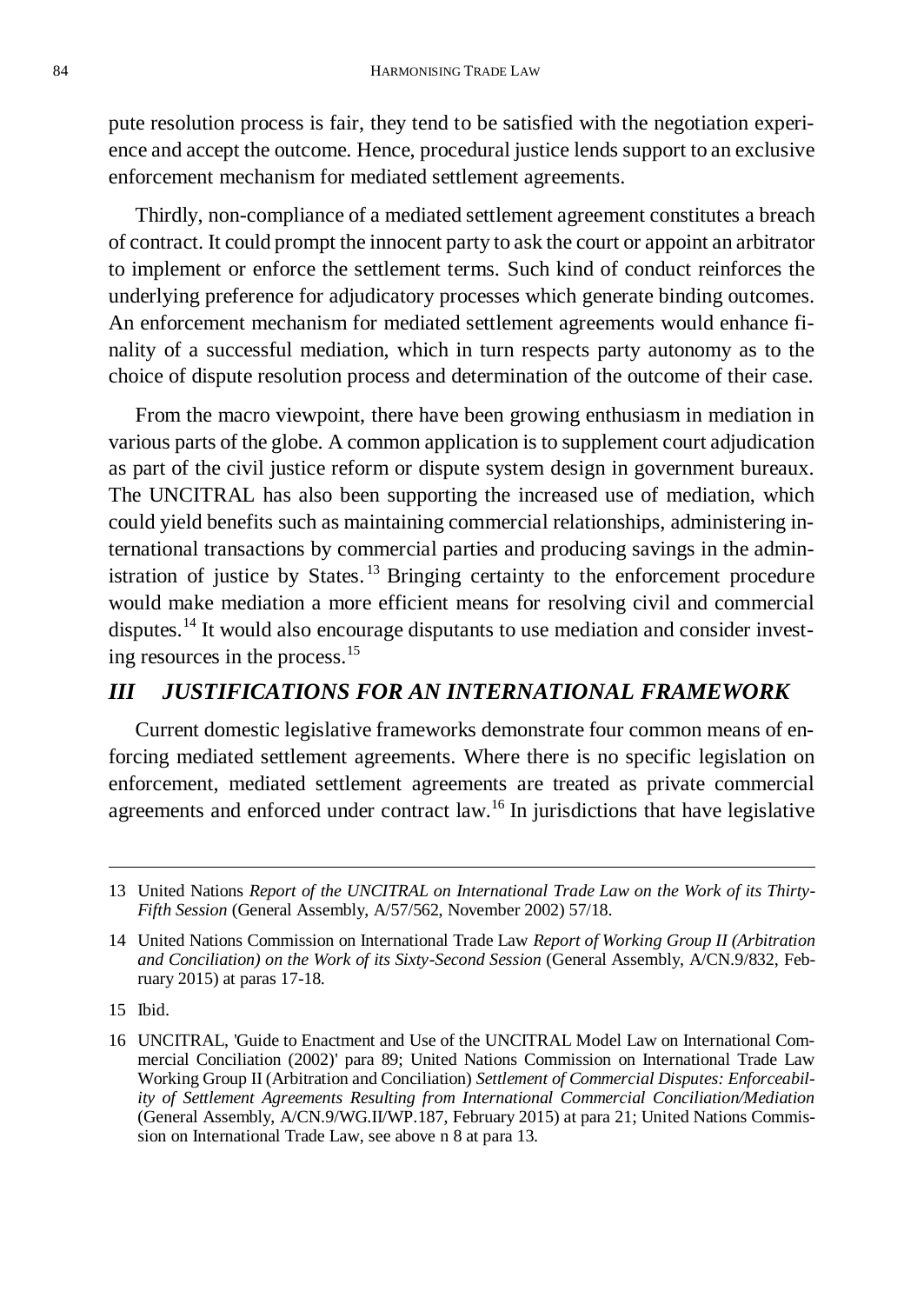pute resolution process is fair, they tend to be satisfied with the negotiation experience and accept the outcome. Hence, procedural justice lends support to an exclusive enforcement mechanism for mediated settlement agreements.

Thirdly, non-compliance of a mediated settlement agreement constitutes a breach of contract. It could prompt the innocent party to ask the court or appoint an arbitrator to implement or enforce the settlement terms. Such kind of conduct reinforces the underlying preference for adjudicatory processes which generate binding outcomes. An enforcement mechanism for mediated settlement agreements would enhance finality of a successful mediation, which in turn respects party autonomy as to the choice of dispute resolution process and determination of the outcome of their case.

From the macro viewpoint, there have been growing enthusiasm in mediation in various parts of the globe. A common application is to supplement court adjudication as part of the civil justice reform or dispute system design in government bureaux. The UNCITRAL has also been supporting the increased use of mediation, which could yield benefits such as maintaining commercial relationships, administering international transactions by commercial parties and producing savings in the administration of justice by States.[13] Bringing certainty to the enforcement procedure would make mediation a more efficient means for resolving civil and commercial disputes.[14] It would also encourage disputants to use mediation and consider investing resources in the process.[15]

## *III JUSTIFICATIONS FOR AN INTERNATIONAL FRAMEWORK*

Current domestic legislative frameworks demonstrate four common means of enforcing mediated settlement agreements. Where there is no specific legislation on enforcement, mediated settlement agreements are treated as private commercial agreements and enforced under contract law.[16] In jurisdictions that have legislative

---

13 United Nations *Report of the UNCITRAL on International Trade Law on the Work of its Thirty-Fifth Session* (General Assembly, A/57/562, November 2002) 57/18.

14 United Nations Commission on International Trade Law *Report of Working Group II (Arbitration and Conciliation) on the Work of its Sixty-Second Session* (General Assembly, A/CN.9/832, February 2015) at paras 17-18.

15 Ibid.

16 UNCITRAL, 'Guide to Enactment and Use of the UNCITRAL Model Law on International Commercial Conciliation (2002)' para 89; United Nations Commission on International Trade Law Working Group II (Arbitration and Conciliation) *Settlement of Commercial Disputes: Enforceability of Settlement Agreements Resulting from International Commercial Conciliation/Mediation* (General Assembly, A/CN.9/WG.II/WP.187, February 2015) at para 21; United Nations Commission on International Trade Law, see above n 8 at para 13.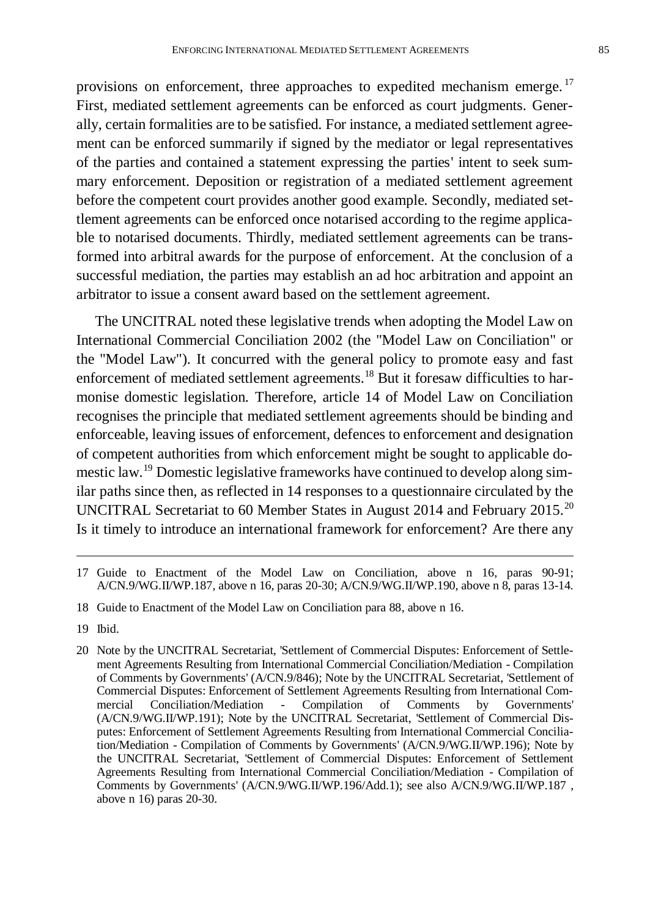provisions on enforcement, three approaches to expedited mechanism emerge.[17] First, mediated settlement agreements can be enforced as court judgments. Generally, certain formalities are to be satisfied. For instance, a mediated settlement agreement can be enforced summarily if signed by the mediator or legal representatives of the parties and contained a statement expressing the parties' intent to seek summary enforcement. Deposition or registration of a mediated settlement agreement before the competent court provides another good example. Secondly, mediated settlement agreements can be enforced once notarised according to the regime applicable to notarised documents. Thirdly, mediated settlement agreements can be transformed into arbitral awards for the purpose of enforcement. At the conclusion of a successful mediation, the parties may establish an ad hoc arbitration and appoint an arbitrator to issue a consent award based on the settlement agreement.

The UNCITRAL noted these legislative trends when adopting the Model Law on International Commercial Conciliation 2002 (the "Model Law on Conciliation" or the "Model Law"). It concurred with the general policy to promote easy and fast enforcement of mediated settlement agreements.[18] But it foresaw difficulties to harmonise domestic legislation. Therefore, article 14 of Model Law on Conciliation recognises the principle that mediated settlement agreements should be binding and enforceable, leaving issues of enforcement, defences to enforcement and designation of competent authorities from which enforcement might be sought to applicable domestic law.[19] Domestic legislative frameworks have continued to develop along similar paths since then, as reflected in 14 responses to a questionnaire circulated by the UNCITRAL Secretariat to 60 Member States in August 2014 and February 2015.[20] Is it timely to introduce an international framework for enforcement? Are there any

---

17 Guide to Enactment of the Model Law on Conciliation, above n 16, paras 90-91; A/CN.9/WG.II/WP.187, above n 16, paras 20-30; A/CN.9/WG.II/WP.190, above n 8, paras 13-14.

18 Guide to Enactment of the Model Law on Conciliation para 88, above n 16.

19 Ibid.

20 Note by the UNCITRAL Secretariat, 'Settlement of Commercial Disputes: Enforcement of Settlement Agreements Resulting from International Commercial Conciliation/Mediation - Compilation of Comments by Governments' (A/CN.9/846); Note by the UNCITRAL Secretariat, 'Settlement of Commercial Disputes: Enforcement of Settlement Agreements Resulting from International Commercial Conciliation/Mediation - Compilation of Comments by Governments' (A/CN.9/WG.II/WP.191); Note by the UNCITRAL Secretariat, 'Settlement of Commercial Disputes: Enforcement of Settlement Agreements Resulting from International Commercial Conciliation/Mediation - Compilation of Comments by Governments' (A/CN.9/WG.II/WP.196); Note by the UNCITRAL Secretariat, 'Settlement of Commercial Disputes: Enforcement of Settlement Agreements Resulting from International Commercial Conciliation/Mediation - Compilation of Comments by Governments' (A/CN.9/WG.II/WP.196/Add.1); see also A/CN.9/WG.II/WP.187 , above n 16) paras 20-30.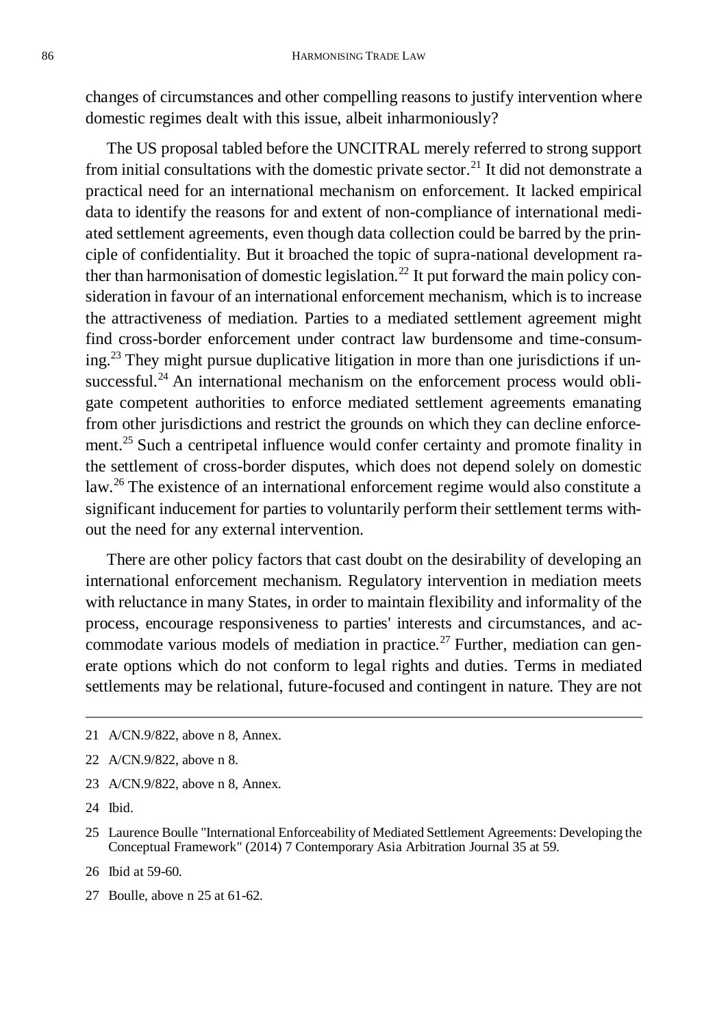changes of circumstances and other compelling reasons to justify intervention where domestic regimes dealt with this issue, albeit inharmoniously?

The US proposal tabled before the UNCITRAL merely referred to strong support from initial consultations with the domestic private sector.[21] It did not demonstrate a practical need for an international mechanism on enforcement. It lacked empirical data to identify the reasons for and extent of non-compliance of international mediated settlement agreements, even though data collection could be barred by the principle of confidentiality. But it broached the topic of supra-national development rather than harmonisation of domestic legislation.[22] It put forward the main policy consideration in favour of an international enforcement mechanism, which is to increase the attractiveness of mediation. Parties to a mediated settlement agreement might find cross-border enforcement under contract law burdensome and time-consuming.[23] They might pursue duplicative litigation in more than one jurisdictions if unsuccessful.[24] An international mechanism on the enforcement process would obligate competent authorities to enforce mediated settlement agreements emanating from other jurisdictions and restrict the grounds on which they can decline enforcement.[25] Such a centripetal influence would confer certainty and promote finality in the settlement of cross-border disputes, which does not depend solely on domestic law.[26] The existence of an international enforcement regime would also constitute a significant inducement for parties to voluntarily perform their settlement terms without the need for any external intervention.

There are other policy factors that cast doubt on the desirability of developing an international enforcement mechanism. Regulatory intervention in mediation meets with reluctance in many States, in order to maintain flexibility and informality of the process, encourage responsiveness to parties' interests and circumstances, and accommodate various models of mediation in practice.[27] Further, mediation can generate options which do not conform to legal rights and duties. Terms in mediated settlements may be relational, future-focused and contingent in nature. They are not

---

21 A/CN.9/822, above n 8, Annex.

22 A/CN.9/822, above n 8.

23 A/CN.9/822, above n 8, Annex.

24 Ibid.

25 Laurence Boulle "International Enforceability of Mediated Settlement Agreements: Developing the Conceptual Framework" (2014) 7 Contemporary Asia Arbitration Journal 35 at 59.

26 Ibid at 59-60.

27 Boulle, above n 25 at 61-62.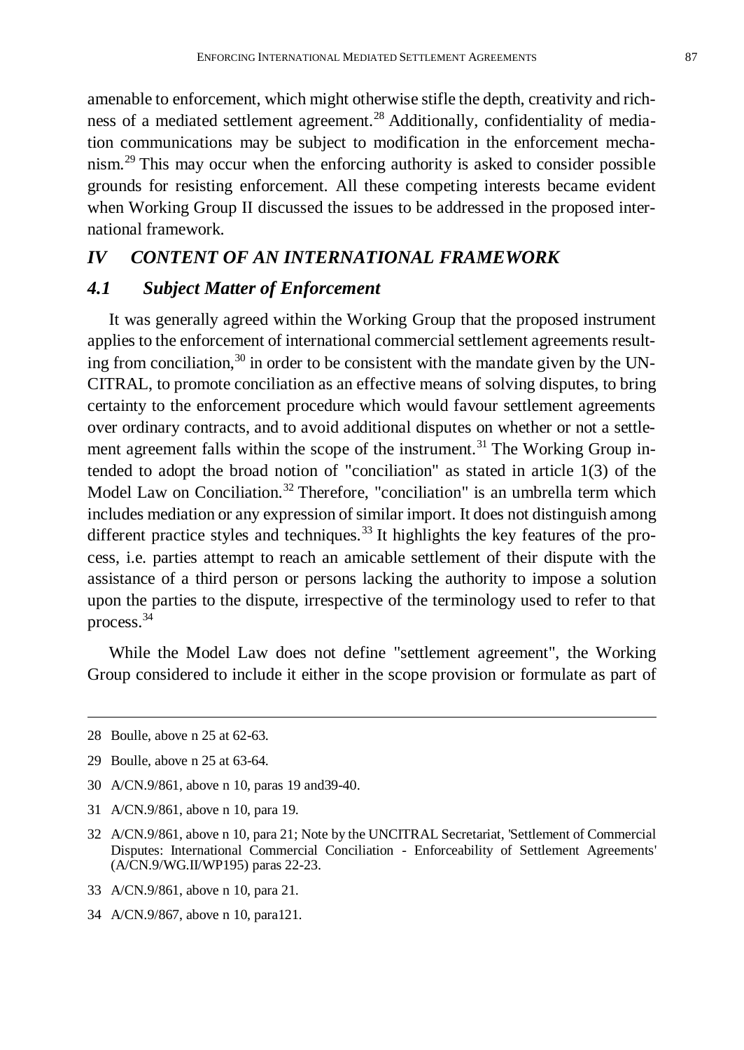amenable to enforcement, which might otherwise stifle the depth, creativity and richness of a mediated settlement agreement.[28] Additionally, confidentiality of mediation communications may be subject to modification in the enforcement mechanism.[29] This may occur when the enforcing authority is asked to consider possible grounds for resisting enforcement. All these competing interests became evident when Working Group II discussed the issues to be addressed in the proposed international framework.

## *IV CONTENT OF AN INTERNATIONAL FRAMEWORK*

### *4.1 Subject Matter of Enforcement*

It was generally agreed within the Working Group that the proposed instrument applies to the enforcement of international commercial settlement agreements resulting from conciliation,[30] in order to be consistent with the mandate given by the UNCITRAL, to promote conciliation as an effective means of solving disputes, to bring certainty to the enforcement procedure which would favour settlement agreements over ordinary contracts, and to avoid additional disputes on whether or not a settlement agreement falls within the scope of the instrument.[31] The Working Group intended to adopt the broad notion of "conciliation" as stated in article 1(3) of the Model Law on Conciliation.[32] Therefore, "conciliation" is an umbrella term which includes mediation or any expression of similar import. It does not distinguish among different practice styles and techniques.[33] It highlights the key features of the process, i.e. parties attempt to reach an amicable settlement of their dispute with the assistance of a third person or persons lacking the authority to impose a solution upon the parties to the dispute, irrespective of the terminology used to refer to that process.[34]

While the Model Law does not define "settlement agreement", the Working Group considered to include it either in the scope provision or formulate as part of

---

28 Boulle, above n 25 at 62-63.

29 Boulle, above n 25 at 63-64.

30 A/CN.9/861, above n 10, paras 19 and39-40.

31 A/CN.9/861, above n 10, para 19.

32 A/CN.9/861, above n 10, para 21; Note by the UNCITRAL Secretariat, 'Settlement of Commercial Disputes: International Commercial Conciliation - Enforceability of Settlement Agreements' (A/CN.9/WG.II/WP195) paras 22-23.

33 A/CN.9/861, above n 10, para 21.

34 A/CN.9/867, above n 10, para121.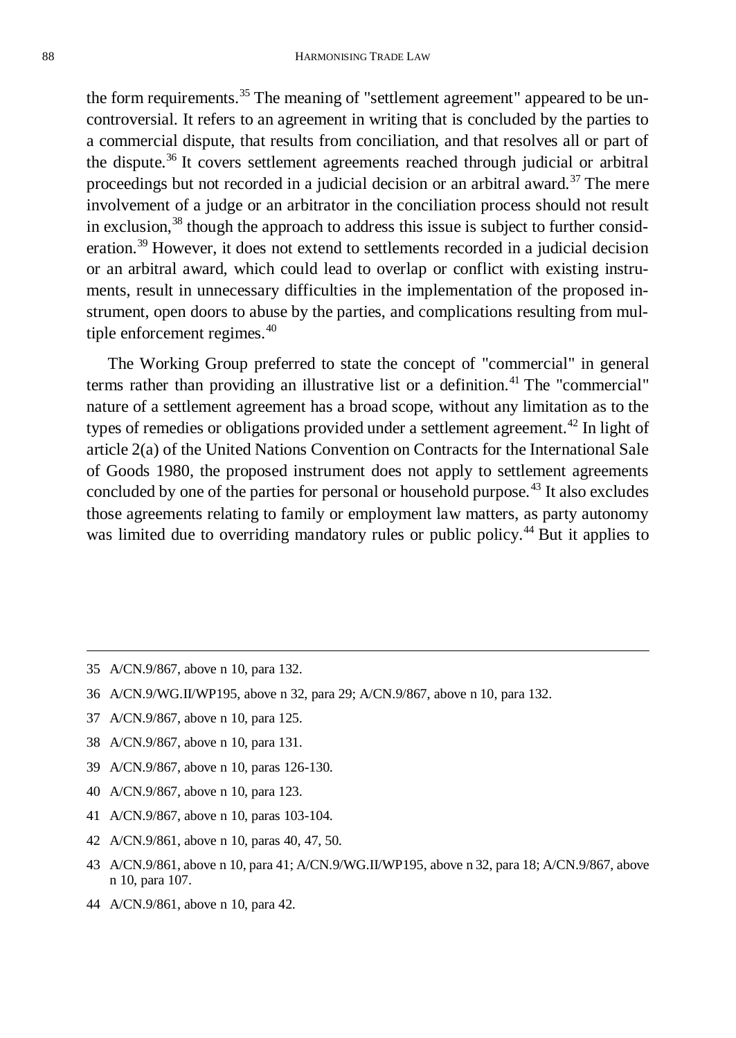the form requirements.[35] The meaning of "settlement agreement" appeared to be uncontroversial. It refers to an agreement in writing that is concluded by the parties to a commercial dispute, that results from conciliation, and that resolves all or part of the dispute.[36] It covers settlement agreements reached through judicial or arbitral proceedings but not recorded in a judicial decision or an arbitral award.[37] The mere involvement of a judge or an arbitrator in the conciliation process should not result in exclusion,[38] though the approach to address this issue is subject to further consideration.[39] However, it does not extend to settlements recorded in a judicial decision or an arbitral award, which could lead to overlap or conflict with existing instruments, result in unnecessary difficulties in the implementation of the proposed instrument, open doors to abuse by the parties, and complications resulting from multiple enforcement regimes.[40]

The Working Group preferred to state the concept of "commercial" in general terms rather than providing an illustrative list or a definition.[41] The "commercial" nature of a settlement agreement has a broad scope, without any limitation as to the types of remedies or obligations provided under a settlement agreement.[42] In light of article 2(a) of the United Nations Convention on Contracts for the International Sale of Goods 1980, the proposed instrument does not apply to settlement agreements concluded by one of the parties for personal or household purpose.[43] It also excludes those agreements relating to family or employment law matters, as party autonomy was limited due to overriding mandatory rules or public policy.[44] But it applies to

35 A/CN.9/867, above n 10, para 132.

36 A/CN.9/WG.II/WP195, above n 32, para 29; A/CN.9/867, above n 10, para 132.

37 A/CN.9/867, above n 10, para 125.

38 A/CN.9/867, above n 10, para 131.

39 A/CN.9/867, above n 10, paras 126-130.

40 A/CN.9/867, above n 10, para 123.

41 A/CN.9/867, above n 10, paras 103-104.

42 A/CN.9/861, above n 10, paras 40, 47, 50.

43 A/CN.9/861, above n 10, para 41; A/CN.9/WG.II/WP195, above n 32, para 18; A/CN.9/867, above n 10, para 107.

44 A/CN.9/861, above n 10, para 42.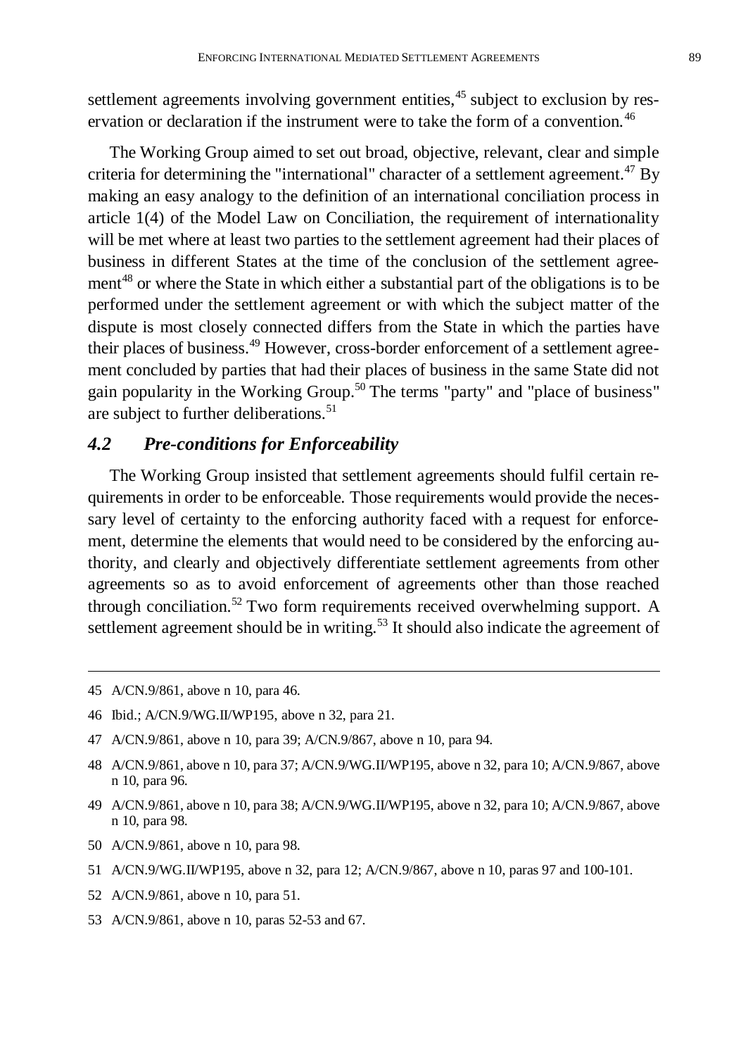settlement agreements involving government entities,[45] subject to exclusion by reservation or declaration if the instrument were to take the form of a convention.[46]

The Working Group aimed to set out broad, objective, relevant, clear and simple criteria for determining the "international" character of a settlement agreement.[47] By making an easy analogy to the definition of an international conciliation process in article 1(4) of the Model Law on Conciliation, the requirement of internationality will be met where at least two parties to the settlement agreement had their places of business in different States at the time of the conclusion of the settlement agreement[48] or where the State in which either a substantial part of the obligations is to be performed under the settlement agreement or with which the subject matter of the dispute is most closely connected differs from the State in which the parties have their places of business.[49] However, cross-border enforcement of a settlement agreement concluded by parties that had their places of business in the same State did not gain popularity in the Working Group.[50] The terms "party" and "place of business" are subject to further deliberations.[51]

### *4.2 Pre-conditions for Enforceability*

The Working Group insisted that settlement agreements should fulfil certain requirements in order to be enforceable. Those requirements would provide the necessary level of certainty to the enforcing authority faced with a request for enforcement, determine the elements that would need to be considered by the enforcing authority, and clearly and objectively differentiate settlement agreements from other agreements so as to avoid enforcement of agreements other than those reached through conciliation.[52] Two form requirements received overwhelming support. A settlement agreement should be in writing.[53] It should also indicate the agreement of

---

45 A/CN.9/861, above n 10, para 46.

46 Ibid.; A/CN.9/WG.II/WP195, above n 32, para 21.

47 A/CN.9/861, above n 10, para 39; A/CN.9/867, above n 10, para 94.

48 A/CN.9/861, above n 10, para 37; A/CN.9/WG.II/WP195, above n 32, para 10; A/CN.9/867, above n 10, para 96.

49 A/CN.9/861, above n 10, para 38; A/CN.9/WG.II/WP195, above n 32, para 10; A/CN.9/867, above n 10, para 98.

50 A/CN.9/861, above n 10, para 98.

51 A/CN.9/WG.II/WP195, above n 32, para 12; A/CN.9/867, above n 10, paras 97 and 100-101.

52 A/CN.9/861, above n 10, para 51.

53 A/CN.9/861, above n 10, paras 52-53 and 67.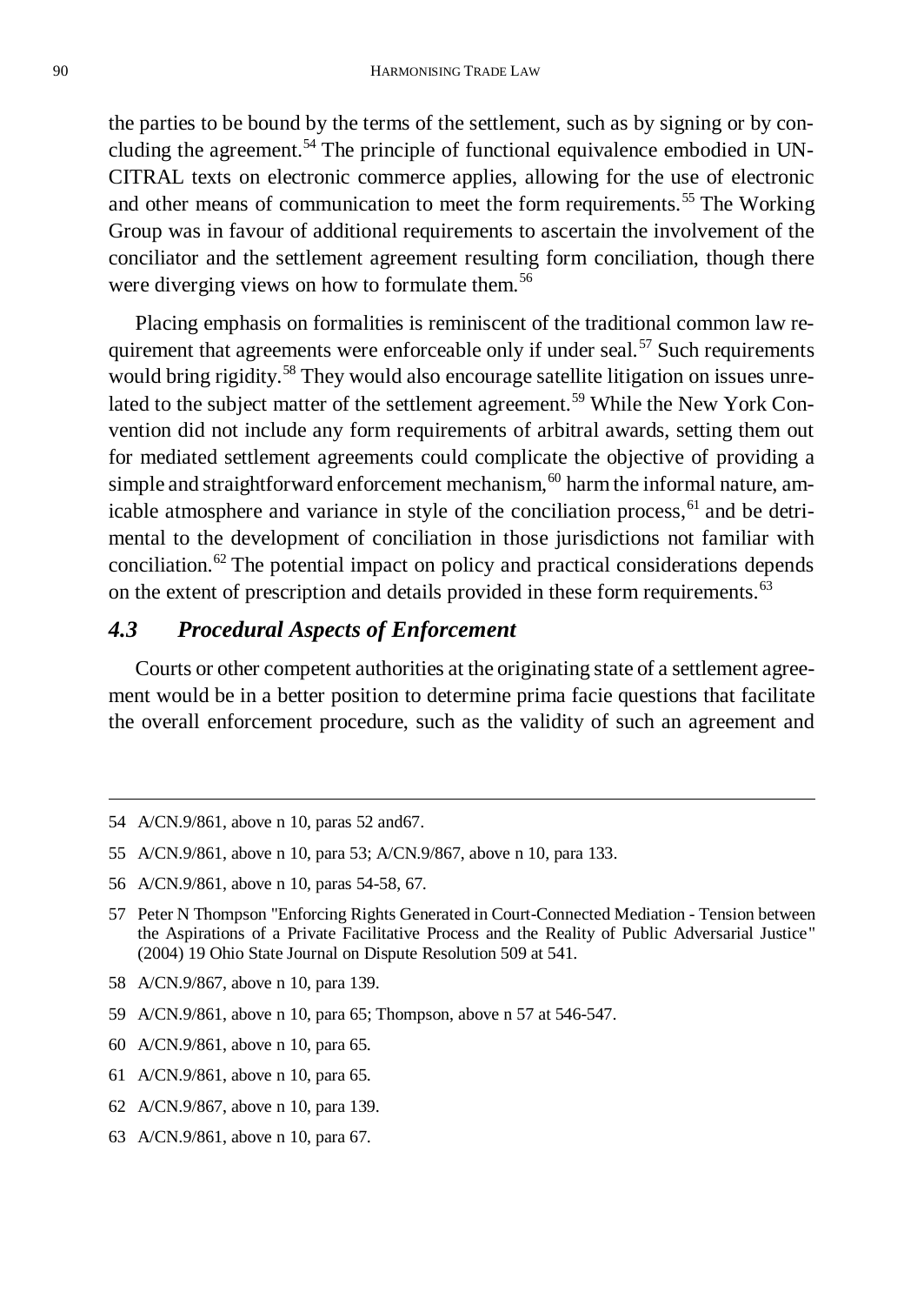the parties to be bound by the terms of the settlement, such as by signing or by concluding the agreement.[54] The principle of functional equivalence embodied in UNCITRAL texts on electronic commerce applies, allowing for the use of electronic and other means of communication to meet the form requirements.[55] The Working Group was in favour of additional requirements to ascertain the involvement of the conciliator and the settlement agreement resulting form conciliation, though there were diverging views on how to formulate them.[56]

Placing emphasis on formalities is reminiscent of the traditional common law requirement that agreements were enforceable only if under seal.[57] Such requirements would bring rigidity.[58] They would also encourage satellite litigation on issues unrelated to the subject matter of the settlement agreement.[59] While the New York Convention did not include any form requirements of arbitral awards, setting them out for mediated settlement agreements could complicate the objective of providing a simple and straightforward enforcement mechanism,[60] harm the informal nature, amicable atmosphere and variance in style of the conciliation process,[61] and be detrimental to the development of conciliation in those jurisdictions not familiar with conciliation.[62] The potential impact on policy and practical considerations depends on the extent of prescription and details provided in these form requirements.[63]

### *4.3 Procedural Aspects of Enforcement*

Courts or other competent authorities at the originating state of a settlement agreement would be in a better position to determine prima facie questions that facilitate the overall enforcement procedure, such as the validity of such an agreement and

---

54 A/CN.9/861, above n 10, paras 52 and67.

55 A/CN.9/861, above n 10, para 53; A/CN.9/867, above n 10, para 133.

56 A/CN.9/861, above n 10, paras 54-58, 67.

57 Peter N Thompson "Enforcing Rights Generated in Court-Connected Mediation - Tension between the Aspirations of a Private Facilitative Process and the Reality of Public Adversarial Justice" (2004) 19 Ohio State Journal on Dispute Resolution 509 at 541.

58 A/CN.9/867, above n 10, para 139.

59 A/CN.9/861, above n 10, para 65; Thompson, above n 57 at 546-547.

60 A/CN.9/861, above n 10, para 65.

61 A/CN.9/861, above n 10, para 65.

62 A/CN.9/867, above n 10, para 139.

63 A/CN.9/861, above n 10, para 67.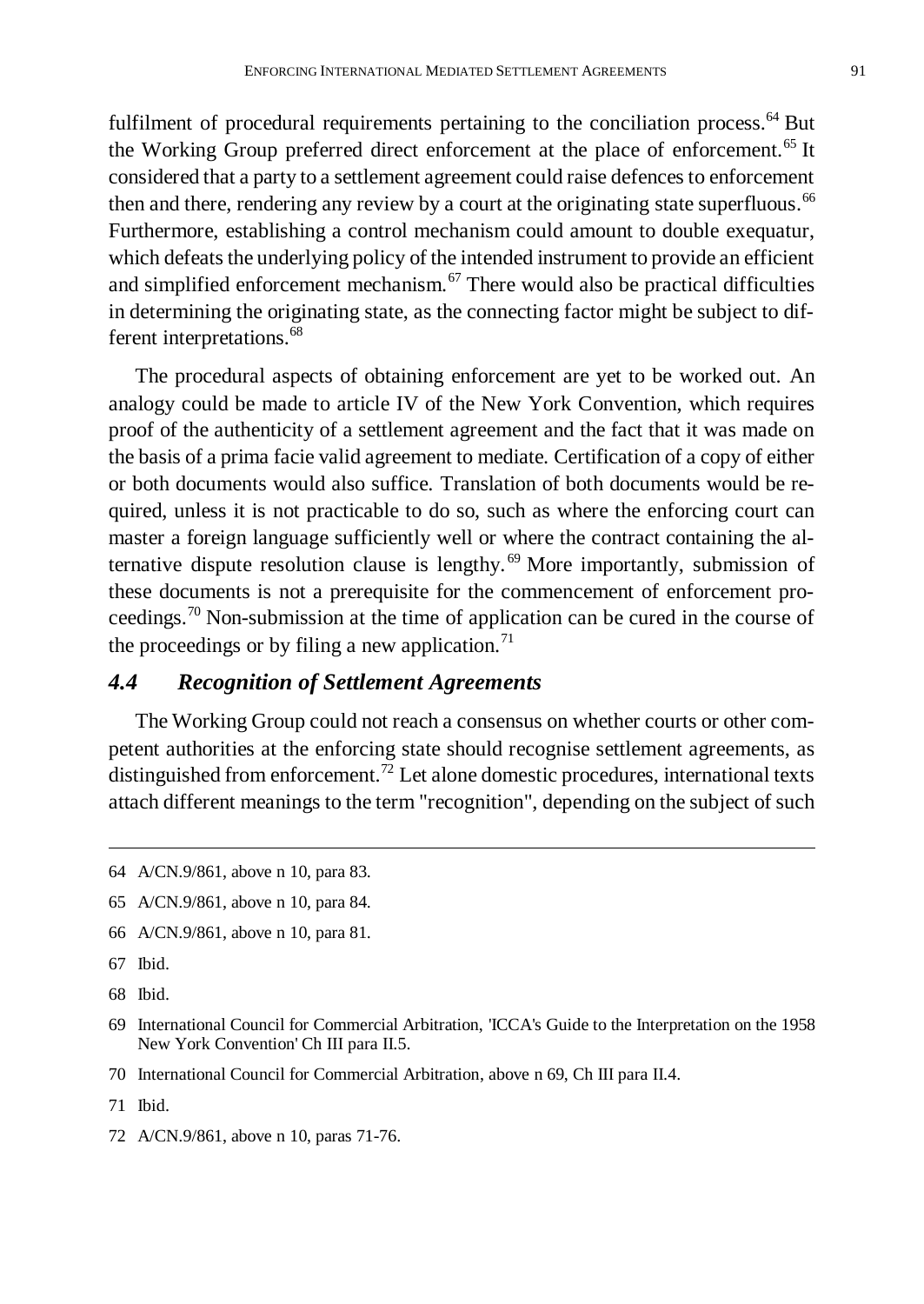fulfilment of procedural requirements pertaining to the conciliation process.[64] But the Working Group preferred direct enforcement at the place of enforcement.[65] It considered that a party to a settlement agreement could raise defences to enforcement then and there, rendering any review by a court at the originating state superfluous.[66] Furthermore, establishing a control mechanism could amount to double exequatur, which defeats the underlying policy of the intended instrument to provide an efficient and simplified enforcement mechanism.[67] There would also be practical difficulties in determining the originating state, as the connecting factor might be subject to different interpretations.[68]

The procedural aspects of obtaining enforcement are yet to be worked out. An analogy could be made to article IV of the New York Convention, which requires proof of the authenticity of a settlement agreement and the fact that it was made on the basis of a prima facie valid agreement to mediate. Certification of a copy of either or both documents would also suffice. Translation of both documents would be required, unless it is not practicable to do so, such as where the enforcing court can master a foreign language sufficiently well or where the contract containing the alternative dispute resolution clause is lengthy.[69] More importantly, submission of these documents is not a prerequisite for the commencement of enforcement proceedings.[70] Non-submission at the time of application can be cured in the course of the proceedings or by filing a new application.[71]

### *4.4 Recognition of Settlement Agreements*

The Working Group could not reach a consensus on whether courts or other competent authorities at the enforcing state should recognise settlement agreements, as distinguished from enforcement.[72] Let alone domestic procedures, international texts attach different meanings to the term "recognition", depending on the subject of such

---

64 A/CN.9/861, above n 10, para 83.

65 A/CN.9/861, above n 10, para 84.

66 A/CN.9/861, above n 10, para 81.

67 Ibid.

68 Ibid.

69 International Council for Commercial Arbitration, 'ICCA's Guide to the Interpretation on the 1958 New York Convention' Ch III para II.5.

70 International Council for Commercial Arbitration, above n 69, Ch III para II.4.

71 Ibid.

72 A/CN.9/861, above n 10, paras 71-76.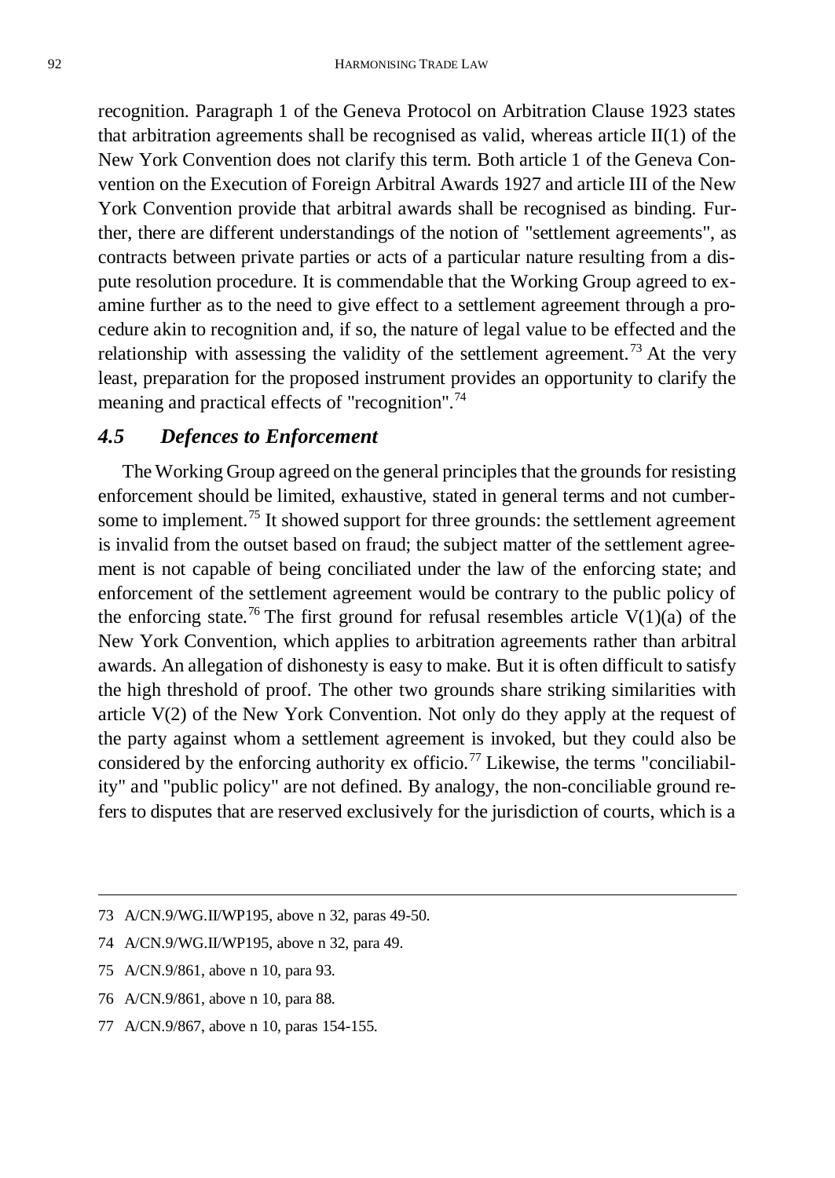recognition. Paragraph 1 of the Geneva Protocol on Arbitration Clause 1923 states that arbitration agreements shall be recognised as valid, whereas article II(1) of the New York Convention does not clarify this term. Both article 1 of the Geneva Convention on the Execution of Foreign Arbitral Awards 1927 and article III of the New York Convention provide that arbitral awards shall be recognised as binding. Further, there are different understandings of the notion of "settlement agreements", as contracts between private parties or acts of a particular nature resulting from a dispute resolution procedure. It is commendable that the Working Group agreed to examine further as to the need to give effect to a settlement agreement through a procedure akin to recognition and, if so, the nature of legal value to be effected and the relationship with assessing the validity of the settlement agreement.[73] At the very least, preparation for the proposed instrument provides an opportunity to clarify the meaning and practical effects of "recognition".[74]

## *4.5 Defences to Enforcement*

The Working Group agreed on the general principles that the grounds for resisting enforcement should be limited, exhaustive, stated in general terms and not cumbersome to implement.[75] It showed support for three grounds: the settlement agreement is invalid from the outset based on fraud; the subject matter of the settlement agreement is not capable of being conciliated under the law of the enforcing state; and enforcement of the settlement agreement would be contrary to the public policy of the enforcing state.[76] The first ground for refusal resembles article V(1)(a) of the New York Convention, which applies to arbitration agreements rather than arbitral awards. An allegation of dishonesty is easy to make. But it is often difficult to satisfy the high threshold of proof. The other two grounds share striking similarities with article V(2) of the New York Convention. Not only do they apply at the request of the party against whom a settlement agreement is invoked, but they could also be considered by the enforcing authority ex officio.[77] Likewise, the terms "conciliability" and "public policy" are not defined. By analogy, the non-conciliable ground refers to disputes that are reserved exclusively for the jurisdiction of courts, which is a

73 A/CN.9/WG.II/WP195, above n 32, paras 49-50.

74 A/CN.9/WG.II/WP195, above n 32, para 49.

75 A/CN.9/861, above n 10, para 93.

76 A/CN.9/861, above n 10, para 88.

77 A/CN.9/867, above n 10, paras 154-155.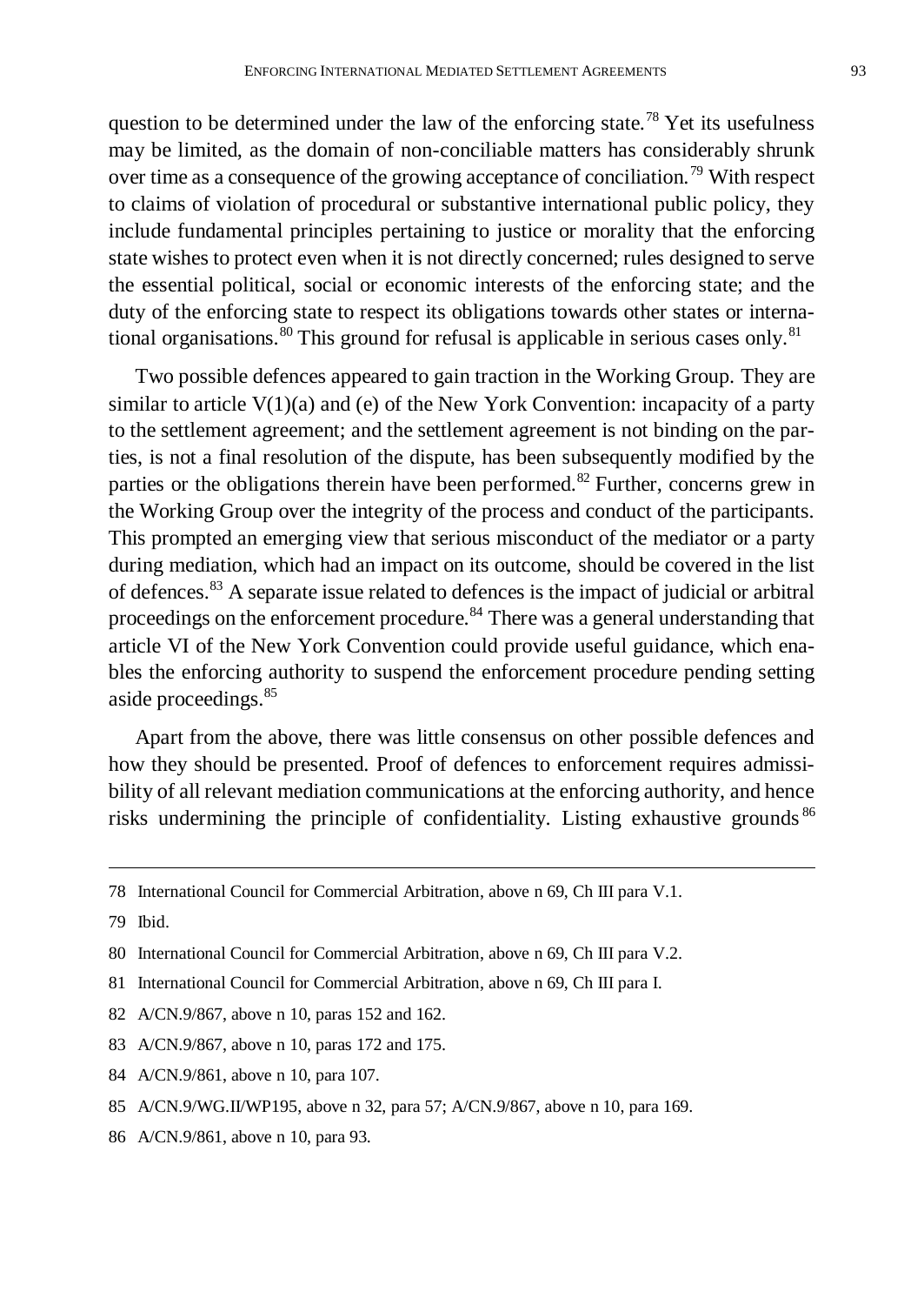question to be determined under the law of the enforcing state.[78] Yet its usefulness may be limited, as the domain of non-conciliable matters has considerably shrunk over time as a consequence of the growing acceptance of conciliation.[79] With respect to claims of violation of procedural or substantive international public policy, they include fundamental principles pertaining to justice or morality that the enforcing state wishes to protect even when it is not directly concerned; rules designed to serve the essential political, social or economic interests of the enforcing state; and the duty of the enforcing state to respect its obligations towards other states or international organisations.[80] This ground for refusal is applicable in serious cases only.[81]

Two possible defences appeared to gain traction in the Working Group. They are similar to article V(1)(a) and (e) of the New York Convention: incapacity of a party to the settlement agreement; and the settlement agreement is not binding on the parties, is not a final resolution of the dispute, has been subsequently modified by the parties or the obligations therein have been performed.[82] Further, concerns grew in the Working Group over the integrity of the process and conduct of the participants. This prompted an emerging view that serious misconduct of the mediator or a party during mediation, which had an impact on its outcome, should be covered in the list of defences.[83] A separate issue related to defences is the impact of judicial or arbitral proceedings on the enforcement procedure.[84] There was a general understanding that article VI of the New York Convention could provide useful guidance, which enables the enforcing authority to suspend the enforcement procedure pending setting aside proceedings.[85]

Apart from the above, there was little consensus on other possible defences and how they should be presented. Proof of defences to enforcement requires admissibility of all relevant mediation communications at the enforcing authority, and hence risks undermining the principle of confidentiality. Listing exhaustive grounds[86]

---

78 International Council for Commercial Arbitration, above n 69, Ch III para V.1.

79 Ibid.

80 International Council for Commercial Arbitration, above n 69, Ch III para V.2.

81 International Council for Commercial Arbitration, above n 69, Ch III para I.

82 A/CN.9/867, above n 10, paras 152 and 162.

83 A/CN.9/867, above n 10, paras 172 and 175.

84 A/CN.9/861, above n 10, para 107.

85 A/CN.9/WG.II/WP195, above n 32, para 57; A/CN.9/867, above n 10, para 169.

86 A/CN.9/861, above n 10, para 93.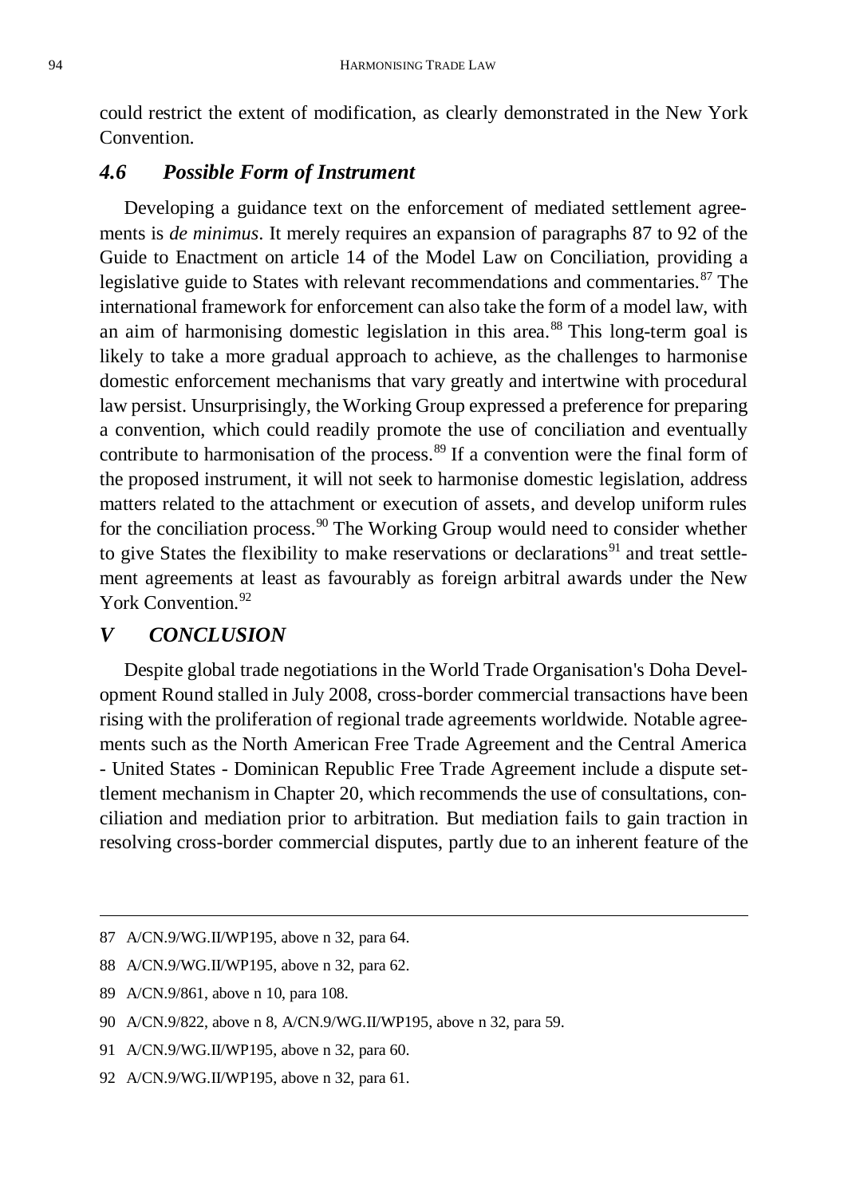could restrict the extent of modification, as clearly demonstrated in the New York Convention.

### *4.6 Possible Form of Instrument*

Developing a guidance text on the enforcement of mediated settlement agreements is *de minimus*. It merely requires an expansion of paragraphs 87 to 92 of the Guide to Enactment on article 14 of the Model Law on Conciliation, providing a legislative guide to States with relevant recommendations and commentaries.[87] The international framework for enforcement can also take the form of a model law, with an aim of harmonising domestic legislation in this area.[88] This long-term goal is likely to take a more gradual approach to achieve, as the challenges to harmonise domestic enforcement mechanisms that vary greatly and intertwine with procedural law persist. Unsurprisingly, the Working Group expressed a preference for preparing a convention, which could readily promote the use of conciliation and eventually contribute to harmonisation of the process.[89] If a convention were the final form of the proposed instrument, it will not seek to harmonise domestic legislation, address matters related to the attachment or execution of assets, and develop uniform rules for the conciliation process.[90] The Working Group would need to consider whether to give States the flexibility to make reservations or declarations[91] and treat settlement agreements at least as favourably as foreign arbitral awards under the New York Convention.[92]

## *V CONCLUSION*

Despite global trade negotiations in the World Trade Organisation's Doha Development Round stalled in July 2008, cross-border commercial transactions have been rising with the proliferation of regional trade agreements worldwide. Notable agreements such as the North American Free Trade Agreement and the Central America - United States - Dominican Republic Free Trade Agreement include a dispute settlement mechanism in Chapter 20, which recommends the use of consultations, conciliation and mediation prior to arbitration. But mediation fails to gain traction in resolving cross-border commercial disputes, partly due to an inherent feature of the

---

87 A/CN.9/WG.II/WP195, above n 32, para 64.

88 A/CN.9/WG.II/WP195, above n 32, para 62.

89 A/CN.9/861, above n 10, para 108.

90 A/CN.9/822, above n 8, A/CN.9/WG.II/WP195, above n 32, para 59.

91 A/CN.9/WG.II/WP195, above n 32, para 60.

92 A/CN.9/WG.II/WP195, above n 32, para 61.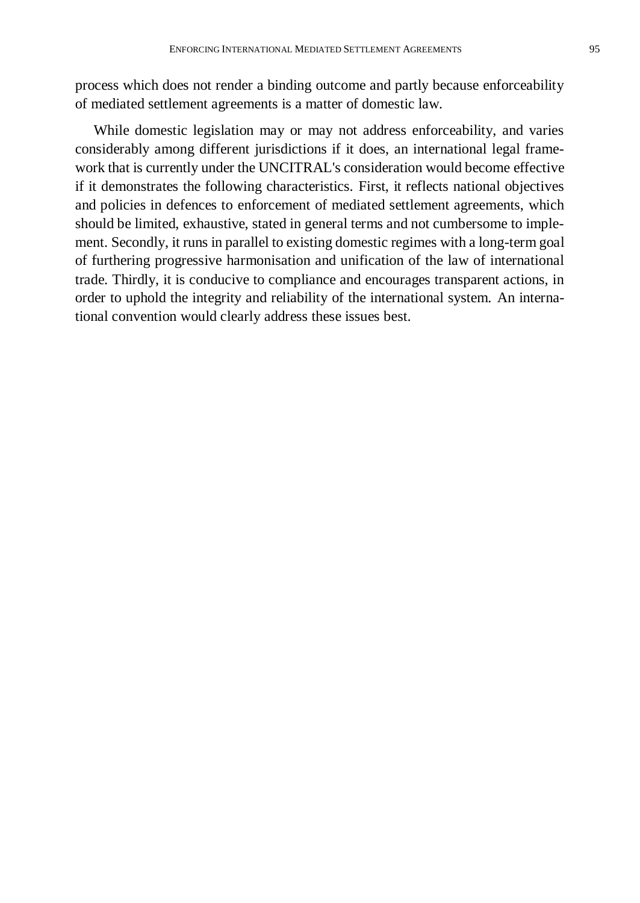process which does not render a binding outcome and partly because enforceability of mediated settlement agreements is a matter of domestic law.

While domestic legislation may or may not address enforceability, and varies considerably among different jurisdictions if it does, an international legal framework that is currently under the UNCITRAL's consideration would become effective if it demonstrates the following characteristics. First, it reflects national objectives and policies in defences to enforcement of mediated settlement agreements, which should be limited, exhaustive, stated in general terms and not cumbersome to implement. Secondly, it runs in parallel to existing domestic regimes with a long-term goal of furthering progressive harmonisation and unification of the law of international trade. Thirdly, it is conducive to compliance and encourages transparent actions, in order to uphold the integrity and reliability of the international system. An international convention would clearly address these issues best.